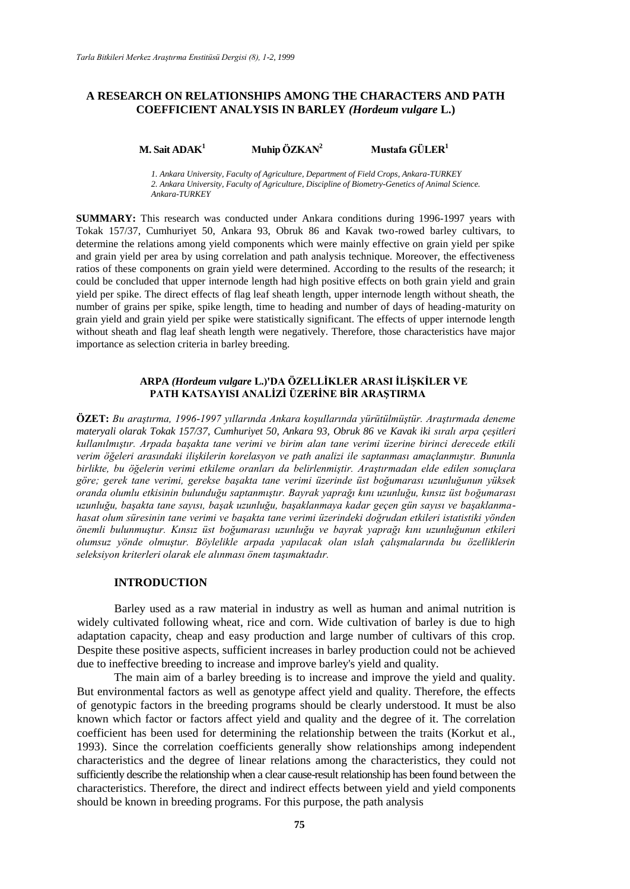# A RESEARCH ON RELATIONSHIPS AMONG THE CHARACTERS AND PATH COEFFICIENT ANALYSIS IN BARLEY *(Hordeum vulgare* L.)

**M. Sait ADAK[1]** **Muhip ÖZKAN[2]** **Mustafa GÜLER[1]**

*1. Ankara University, Faculty of Agriculture, Department of Field Crops, Ankara-TURKEY*
*2. Ankara University, Faculty of Agriculture, Discipline of Biometry-Genetics of Animal Science. Ankara-TURKEY*

**SUMMARY:** This research was conducted under Ankara conditions during 1996-1997 years with Tokak 157/37, Cumhuriyet 50, Ankara 93, Obruk 86 and Kavak two-rowed barley cultivars, to determine the relations among yield components which were mainly effective on grain yield per spike and grain yield per area by using correlation and path analysis technique. Moreover, the effectiveness ratios of these components on grain yield were determined. According to the results of the research; it could be concluded that upper internode length had high positive effects on both grain yield and grain yield per spike. The direct effects of flag leaf sheath length, upper internode length without sheath, the number of grains per spike, spike length, time to heading and number of days of heading-maturity on grain yield and grain yield per spike were statistically significant. The effects of upper internode length without sheath and flag leaf sheath length were negatively. Therefore, those characteristics have major importance as selection criteria in barley breeding.

## ARPA *(Hordeum vulgare* L.)'DA ÖZELLİKLER ARASI İLİŞKİLER VE PATH KATSAYISI ANALİZİ ÜZERİNE BİR ARAŞTIRMA

**ÖZET:** *Bu araştırma, 1996-1997 yıllarında Ankara koşullarında yürütülmüştür. Araştırmada deneme materyali olarak Tokak 157/37, Cumhuriyet 50, Ankara 93, Obruk 86 ve Kavak iki sıralı arpa çeşitleri kullanılmıştır. Arpada başakta tane verimi ve birim alan tane verimi üzerine birinci derecede etkili verim öğeleri arasındaki ilişkilerin korelasyon ve path analizi ile saptanması amaçlanmıştır. Bununla birlikte, bu öğelerin verimi etkileme oranları da belirlenmiştir. Araştırmadan elde edilen sonuçlara göre; gerek tane verimi, gerekse başakta tane verimi üzerinde üst boğumarası uzunluğunun yüksek oranda olumlu etkisinin bulunduğu saptanmıştır. Bayrak yaprağı kını uzunluğu, kınsız üst boğumarası uzunluğu, başakta tane sayısı, başak uzunluğu, başaklanmaya kadar geçen gün sayısı ve başaklanma-hasat olum süresinin tane verimi ve başakta tane verimi üzerindeki doğrudan etkileri istatistiki yönden önemli bulunmuştur. Kınsız üst boğumarası uzunluğu ve bayrak yaprağı kını uzunluğunun etkileri olumsuz yönde olmuştur. Böylelikle arpada yapılacak olan ıslah çalışmalarında bu özelliklerin seleksiyon kriterleri olarak ele alınması önem taşımaktadır.*

## INTRODUCTION

Barley used as a raw material in industry as well as human and animal nutrition is widely cultivated following wheat, rice and corn. Wide cultivation of barley is due to high adaptation capacity, cheap and easy production and large number of cultivars of this crop. Despite these positive aspects, sufficient increases in barley production could not be achieved due to ineffective breeding to increase and improve barley's yield and quality.

The main aim of a barley breeding is to increase and improve the yield and quality. But environmental factors as well as genotype affect yield and quality. Therefore, the effects of genotypic factors in the breeding programs should be clearly understood. It must be also known which factor or factors affect yield and quality and the degree of it. The correlation coefficient has been used for determining the relationship between the traits (Korkut et al., 1993). Since the correlation coefficients generally show relationships among independent characteristics and the degree of linear relations among the characteristics, they could not sufficiently describe the relationship when a clear cause-result relationship has been found between the characteristics. Therefore, the direct and indirect effects between yield and yield components should be known in breeding programs. For this purpose, the path analysis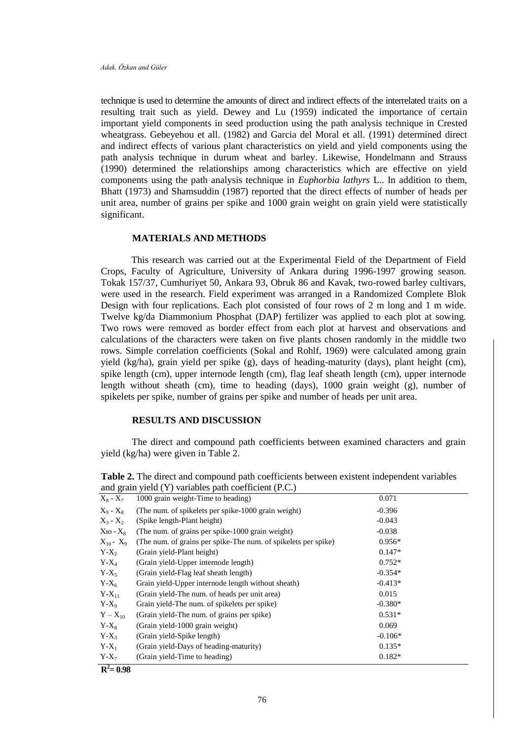technique is used to determine the amounts of direct and indirect effects of the interrelated traits on a resulting trait such as yield. Dewey and Lu (1959) indicated the importance of certain important yield components in seed production using the path analysis technique in Crested wheatgrass. Gebeyehou et all. (1982) and Garcia del Moral et all. (1991) determined direct and indirect effects of various plant characteristics on yield and yield components using the path analysis technique in durum wheat and barley. Likewise, Hondelmann and Strauss (1990) determined the relationships among characteristics which are effective on yield components using the path analysis technique in *Euphorbia lathyrs* L.. In addition to them, Bhatt (1973) and Shamsuddin (1987) reported that the direct effects of number of heads per unit area, number of grains per spike and 1000 grain weight on grain yield were statistically significant.

## MATERIALS AND METHODS

This research was carried out at the Experimental Field of the Department of Field Crops, Faculty of Agriculture, University of Ankara during 1996-1997 growing season. Tokak 157/37, Cumhuriyet 50, Ankara 93, Obruk 86 and Kavak, two-rowed barley cultivars, were used in the research. Field experiment was arranged in a Randomized Complete Blok Design with four replications. Each plot consisted of four rows of 2 m long and 1 m wide. Twelve kg/da Diammonium Phosphat (DAP) fertilizer was applied to each plot at sowing. Two rows were removed as border effect from each plot at harvest and observations and calculations of the characters were taken on five plants chosen randomly in the middle two rows. Simple correlation coefficients (Sokal and Rohlf, 1969) were calculated among grain yield (kg/ha), grain yield per spike (g), days of heading-maturity (days), plant height (cm), spike length (cm), upper internode length (cm), flag leaf sheath length (cm), upper internode length without sheath (cm), time to heading (days), 1000 grain weight (g), number of spikelets per spike, number of grains per spike and number of heads per unit area.

## RESULTS AND DISCUSSION

The direct and compound path coefficients between examined characters and grain yield (kg/ha) were given in Table 2.

**Table 2.** The direct and compound path coefficients between existent independent variables and grain yield (Y) variables path coefficient (P.C.)

| | | |
|---|---|---|
| $X_8$ - $X_7$ | 1000 grain weight-Time to heading) | 0.071 |
| $X_9$ - $X_8$ | (The num. of spikelets per spike-1000 grain weight) | -0.396 |
| $X_3$ - $X_2$ | (Spike length-Plant height) | -0.043 |
| $X_{10}$ - $X_8$ | (The num. of grains per spike-1000 grain weight) | -0.038 |
| $X_{10}$ - $X_9$ | (The num. of grains per spike-The num. of spikelets per spike) | 0.956* |
| Y-$X_2$ | (Grain yield-Plant height) | 0.147* |
| Y-$X_4$ | (Grain yield-Upper internode length) | 0.752* |
| Y-$X_5$ | (Grain yield-Flag leaf sheath length) | -0.354* |
| Y-$X_6$ | Grain yield-Upper internode length without sheath) | -0.413* |
| Y-$X_{11}$ | (Grain yield-The num. of heads per unit area) | 0.015 |
| Y-$X_9$ | Grain yield-The num. of spikelets per spike) | -0.380* |
| Y – $X_{10}$ | (Grain yield-The num. of grains per spike) | 0.531* |
| Y-$X_8$ | (Grain yield-1000 grain weight) | 0.069 |
| Y-$X_3$ | (Grain yield-Spike length) | -0.106* |
| Y-$X_1$ | (Grain yield-Days of heading-maturity) | 0.135* |
| Y-$X_7$ | (Grain yield-Time to heading) | 0.182* |

**$R^2$= 0.98**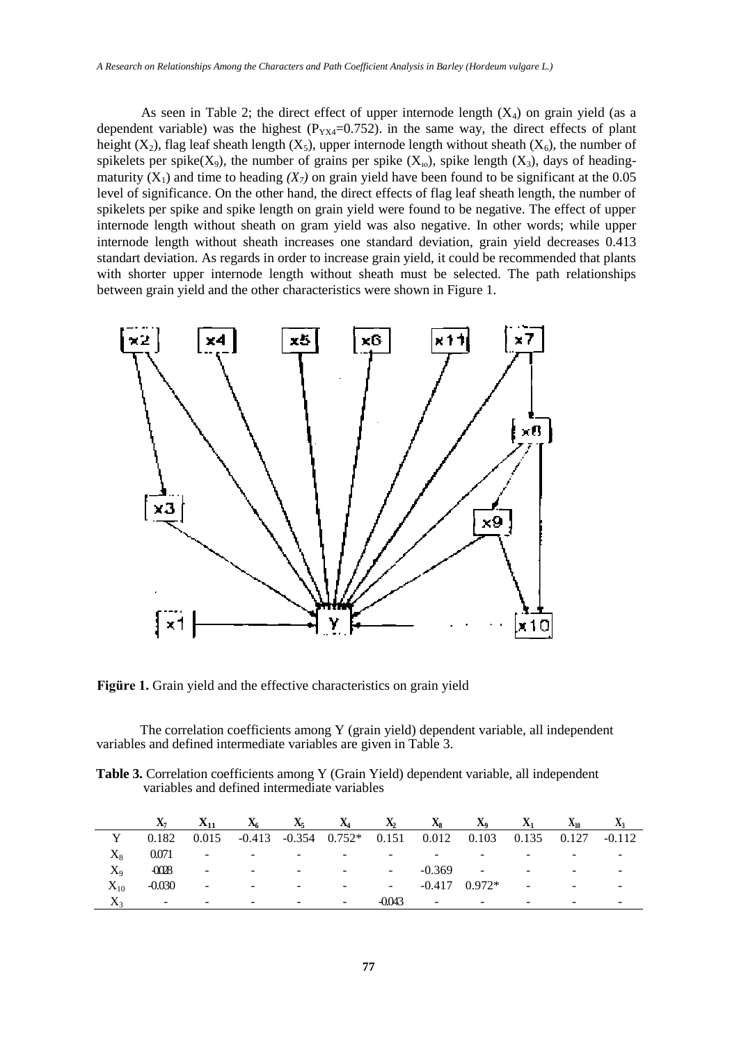As seen in Table 2; the direct effect of upper internode length ($X_4$) on grain yield (as a dependent variable) was the highest ($P_{YX4}$=0.752). in the same way, the direct effects of plant height ($X_2$), flag leaf sheath length ($X_5$), upper internode length without sheath ($X_6$), the number of spikelets per spike($X_9$), the number of grains per spike ($X_{10}$), spike length ($X_3$), days of heading-maturity ($X_1$) and time to heading *($X_7$)* on grain yield have been found to be significant at the 0.05 level of significance. On the other hand, the direct effects of flag leaf sheath length, the number of spikelets per spike and spike length on grain yield were found to be negative. The effect of upper internode length without sheath on gram yield was also negative. In other words; while upper internode length without sheath increases one standard deviation, grain yield decreases 0.413 standart deviation. As regards in order to increase grain yield, it could be recommended that plants with shorter upper internode length without sheath must be selected. The path relationships between grain yield and the other characteristics were shown in Figure 1.

**Figüre 1.** Grain yield and the effective characteristics on grain yield

The correlation coefficients among Y (grain yield) dependent variable, all independent variables and defined intermediate variables are given in Table 3.

**Table 3.** Correlation coefficients among Y (Grain Yield) dependent variable, all independent variables and defined intermediate variables

| | $X_7$ | $X_{11}$ | $X_6$ | $X_5$ | $X_4$ | $X_2$ | $X_8$ | $X_9$ | $X_1$ | $X_{10}$ | $X_3$ |
|---|---|---|---|---|---|---|---|---|---|---|---|
| Y | 0.182 | 0.015 | -0.413 | -0.354 | 0.752* | 0.151 | 0.012 | 0.103 | 0.135 | 0.127 | -0.112 |
| $X_8$ | 0.071 | - | - | - | - | - | - | - | - | - | - |
| $X_9$ | -0.028 | - | - | - | - | - | -0.369 | - | - | - | - |
| $X_{10}$ | -0.030 | - | - | - | - | - | -0.417 | 0.972* | - | - | - |
| $X_3$ | - | - | - | - | - | -0.043 | - | - | - | - | - |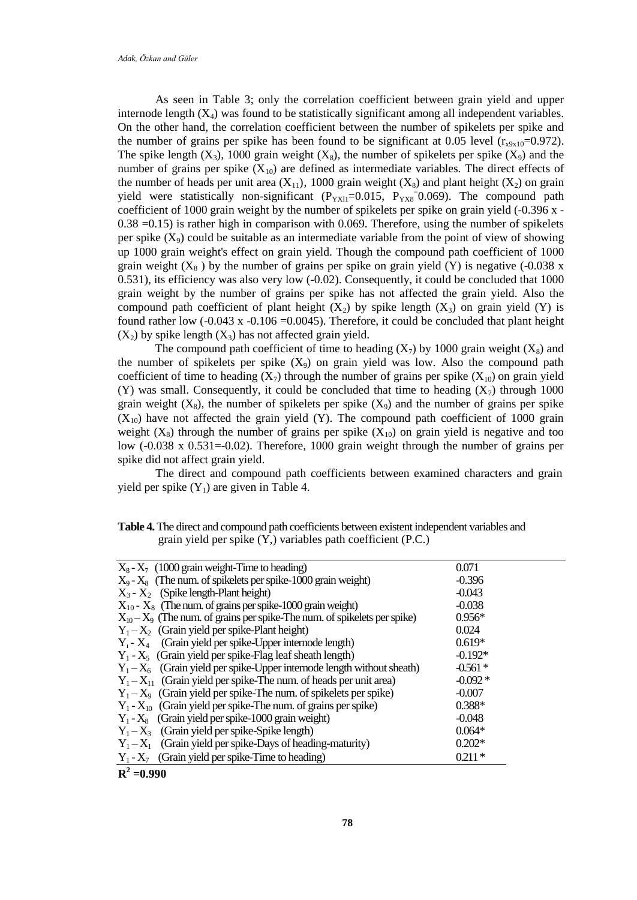As seen in Table 3; only the correlation coefficient between grain yield and upper internode length ($X_4$) was found to be statistically significant among all independent variables. On the other hand, the correlation coefficient between the number of spikelets per spike and the number of grains per spike has been found to be significant at 0.05 level ($r_{x9x10}$=0.972). The spike length ($X_3$), 1000 grain weight ($X_8$), the number of spikelets per spike ($X_9$) and the number of grains per spike ($X_{10}$) are defined as intermediate variables. The direct effects of the number of heads per unit area ($X_{11}$), 1000 grain weight ($X_8$) and plant height ($X_2$) on grain yield were statistically non-significant ($P_{YX11}$=0.015, $P_{YX8}$=0.069). The compound path coefficient of 1000 grain weight by the number of spikelets per spike on grain yield (-0.396 x -0.38 =0.15) is rather high in comparison with 0.069. Therefore, using the number of spikelets per spike ($X_9$) could be suitable as an intermediate variable from the point of view of showing up 1000 grain weight's effect on grain yield. Though the compound path coefficient of 1000 grain weight ($X_8$ ) by the number of grains per spike on grain yield (Y) is negative (-0.038 x 0.531), its efficiency was also very low (-0.02). Consequently, it could be concluded that 1000 grain weight by the number of grains per spike has not affected the grain yield. Also the compound path coefficient of plant height ($X_2$) by spike length ($X_3$) on grain yield (Y) is found rather low (-0.043 x -0.106 =0.0045). Therefore, it could be concluded that plant height ($X_2$) by spike length ($X_3$) has not affected grain yield.

The compound path coefficient of time to heading ($X_7$) by 1000 grain weight ($X_8$) and the number of spikelets per spike ($X_9$) on grain yield was low. Also the compound path coefficient of time to heading ($X_7$) through the number of grains per spike ($X_{10}$) on grain yield (Y) was small. Consequently, it could be concluded that time to heading ($X_7$) through 1000 grain weight ($X_8$), the number of spikelets per spike ($X_9$) and the number of grains per spike ($X_{10}$) have not affected the grain yield (Y). The compound path coefficient of 1000 grain weight ($X_8$) through the number of grains per spike ($X_{10}$) on grain yield is negative and too low (-0.038 x 0.531=-0.02). Therefore, 1000 grain weight through the number of grains per spike did not affect grain yield.

The direct and compound path coefficients between examined characters and grain yield per spike ($Y_1$) are given in Table 4.

**Table 4.** The direct and compound path coefficients between existent independent variables and grain yield per spike (Y,) variables path coefficient (P.C.)

| | |
|---|---|
| $X_8$ - $X_7$ (1000 grain weight-Time to heading) | 0.071 |
| $X_9$ - $X_8$ (The num. of spikelets per spike-1000 grain weight) | -0.396 |
| $X_3$ - $X_2$ (Spike length-Plant height) | -0.043 |
| $X_{10}$ - $X_8$ (The num. of grains per spike-1000 grain weight) | -0.038 |
| $X_{10}$ – $X_9$ (The num. of grains per spike-The num. of spikelets per spike) | 0.956* |
| $Y_1$ – $X_2$ (Grain yield per spike-Plant height) | 0.024 |
| $Y_1$ - $X_4$ (Grain yield per spike-Upper internode length) | 0.619* |
| $Y_1$ - $X_5$ (Grain yield per spike-Flag leaf sheath length) | -0.192* |
| $Y_1$ – $X_6$ (Grain yield per spike-Upper internode length without sheath) | -0.561 * |
| $Y_1$ – $X_{11}$ (Grain yield per spike-The num. of heads per unit area) | -0.092 * |
| $Y_1$ – $X_9$ (Grain yield per spike-The num. of spikelets per spike) | -0.007 |
| $Y_1$ - $X_{10}$ (Grain yield per spike-The num. of grains per spike) | 0.388* |
| $Y_1$ - $X_8$ (Grain yield per spike-1000 grain weight) | -0.048 |
| $Y_1$ – $X_3$ (Grain yield per spike-Spike length) | 0.064* |
| $Y_1$ – $X_1$ (Grain yield per spike-Days of heading-maturity) | 0.202* |
| $Y_1$ - $X_7$ (Grain yield per spike-Time to heading) | 0.211 * |

**$R^2$ =0.990**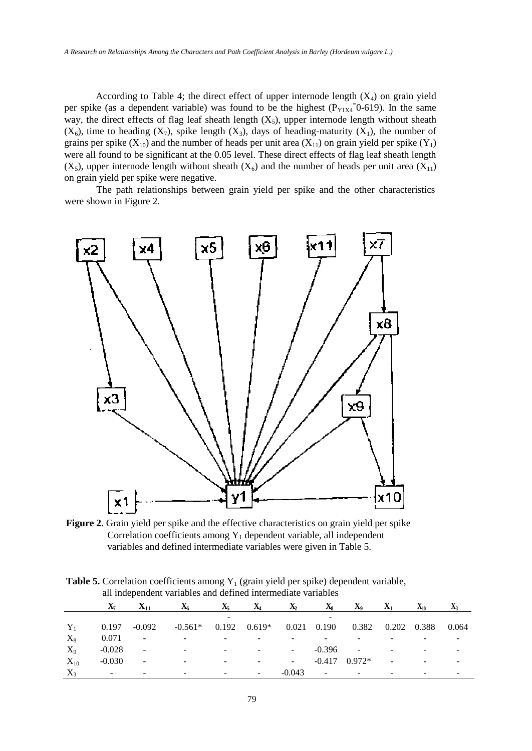According to Table 4; the direct effect of upper internode length ($X_4$) on grain yield per spike (as a dependent variable) was found to be the highest ($P_{Y1X4}$=0-619). In the same way, the direct effects of flag leaf sheath length ($X_5$), upper internode length without sheath ($X_6$), time to heading ($X_7$), spike length ($X_3$), days of heading-maturity ($X_1$), the number of grains per spike ($X_{10}$) and the number of heads per unit area ($X_{11}$) on grain yield per spike ($Y_1$) were all found to be significant at the 0.05 level. These direct effects of flag leaf sheath length ($X_5$), upper internode length without sheath ($X_6$) and the number of heads per unit area ($X_{11}$) on grain yield per spike were negative.

The path relationships between grain yield per spike and the other characteristics were shown in Figure 2.

**Figure 2.** Grain yield per spike and the effective characteristics on grain yield per spike

Correlation coefficients among $Y_1$ dependent variable, all independent variables and defined intermediate variables were given in Table 5.

**Table 5.** Correlation coefficients among $Y_1$ (grain yield per spike) dependent variable, all independent variables and defined intermediate variables

| | $X_7$ | $X_{11}$ | $X_6$ | $X_5$ | $X_4$ | $X_2$ | $X_8$ | $X_9$ | $X_1$ | $X_{10}$ | $X_3$ |
|---|---|---|---|---|---|---|---|---|---|---|---|
| $Y_1$ | 0.197 | -0.092 | -0.561* | - 0.192 | 0.619* | 0.021 | - 0.190 | 0.382 | 0.202 | 0.388 | 0.064 |
| $X_8$ | 0.071 | - | - | - | - | - | - | - | - | - | - |
| $X_9$ | -0.028 | - | - | - | - | - | -0.396 | - | - | - | - |
| $X_{10}$ | -0.030 | - | - | - | - | - | -0.417 | 0.972* | - | - | - |
| $X_3$ | - | - | - | - | - | -0.043 | - | - | - | - | - |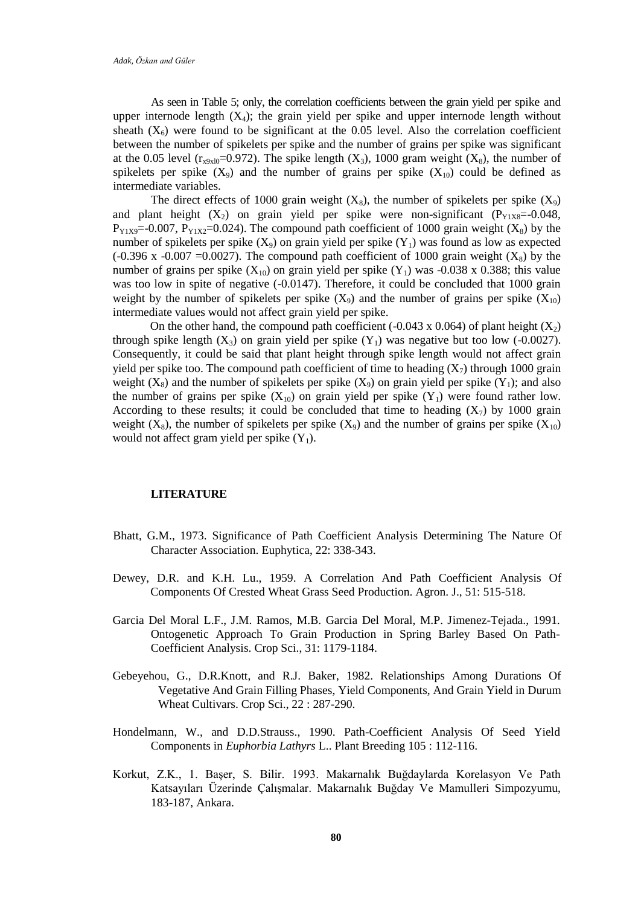As seen in Table 5; only, the correlation coefficients between the grain yield per spike and upper internode length ($X_4$); the grain yield per spike and upper internode length without sheath ($X_6$) were found to be significant at the 0.05 level. Also the correlation coefficient between the number of spikelets per spike and the number of grains per spike was significant at the 0.05 level ($r_{x9xl0}$=0.972). The spike length ($X_3$), 1000 gram weight ($X_8$), the number of spikelets per spike ($X_9$) and the number of grains per spike ($X_{10}$) could be defined as intermediate variables.

The direct effects of 1000 grain weight ($X_8$), the number of spikelets per spike ($X_9$) and plant height ($X_2$) on grain yield per spike were non-significant ($P_{Y1X8}$=-0.048, $P_{Y1X9}$=-0.007, $P_{Y1X2}$=0.024). The compound path coefficient of 1000 grain weight ($X_8$) by the number of spikelets per spike ($X_9$) on grain yield per spike ($Y_1$) was found as low as expected (-0.396 x -0.007 =0.0027). The compound path coefficient of 1000 grain weight ($X_8$) by the number of grains per spike ($X_{10}$) on grain yield per spike ($Y_1$) was -0.038 x 0.388; this value was too low in spite of negative (-0.0147). Therefore, it could be concluded that 1000 grain weight by the number of spikelets per spike ($X_9$) and the number of grains per spike ($X_{10}$) intermediate values would not affect grain yield per spike.

On the other hand, the compound path coefficient (-0.043 x 0.064) of plant height ($X_2$) through spike length ($X_3$) on grain yield per spike ($Y_1$) was negative but too low (-0.0027). Consequently, it could be said that plant height through spike length would not affect grain yield per spike too. The compound path coefficient of time to heading ($X_7$) through 1000 grain weight ($X_8$) and the number of spikelets per spike ($X_9$) on grain yield per spike ($Y_1$); and also the number of grains per spike ($X_{10}$) on grain yield per spike ($Y_1$) were found rather low. According to these results; it could be concluded that time to heading ($X_7$) by 1000 grain weight ($X_8$), the number of spikelets per spike ($X_9$) and the number of grains per spike ($X_{10}$) would not affect gram yield per spike ($Y_1$).

## LITERATURE

Bhatt, G.M., 1973. Significance of Path Coefficient Analysis Determining The Nature Of Character Association. Euphytica, 22: 338-343.

Dewey, D.R. and K.H. Lu., 1959. A Correlation And Path Coefficient Analysis Of Components Of Crested Wheat Grass Seed Production. Agron. J., 51: 515-518.

Garcia Del Moral L.F., J.M. Ramos, M.B. Garcia Del Moral, M.P. Jimenez-Tejada., 1991. Ontogenetic Approach To Grain Production in Spring Barley Based On Path-Coefficient Analysis. Crop Sci., 31: 1179-1184.

Gebeyehou, G., D.R.Knott, and R.J. Baker, 1982. Relationships Among Durations Of Vegetative And Grain Filling Phases, Yield Components, And Grain Yield in Durum Wheat Cultivars. Crop Sci., 22 : 287-290.

Hondelmann, W., and D.D.Strauss., 1990. Path-Coefficient Analysis Of Seed Yield Components in *Euphorbia Lathyrs* L.. Plant Breeding 105 : 112-116.

Korkut, Z.K., 1. Başer, S. Bilir. 1993. Makarnalık Buğdaylarda Korelasyon Ve Path Katsayıları Üzerinde Çalışmalar. Makarnalık Buğday Ve Mamulleri Simpozyumu, 183-187, Ankara.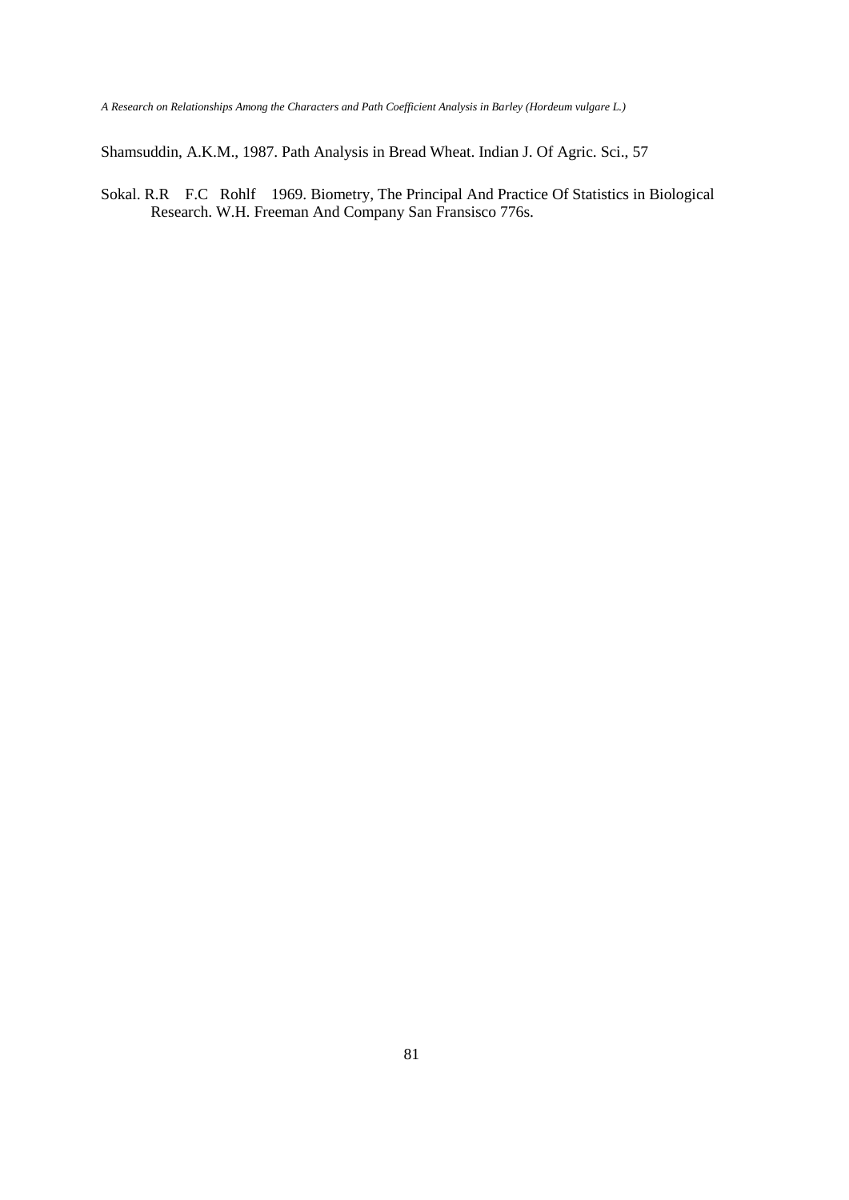Shamsuddin, A.K.M., 1987. Path Analysis in Bread Wheat. Indian J. Of Agric. Sci., 57

Sokal. R.R F.C Rohlf 1969. Biometry, The Principal And Practice Of Statistics in Biological Research. W.H. Freeman And Company San Fransisco 776s.